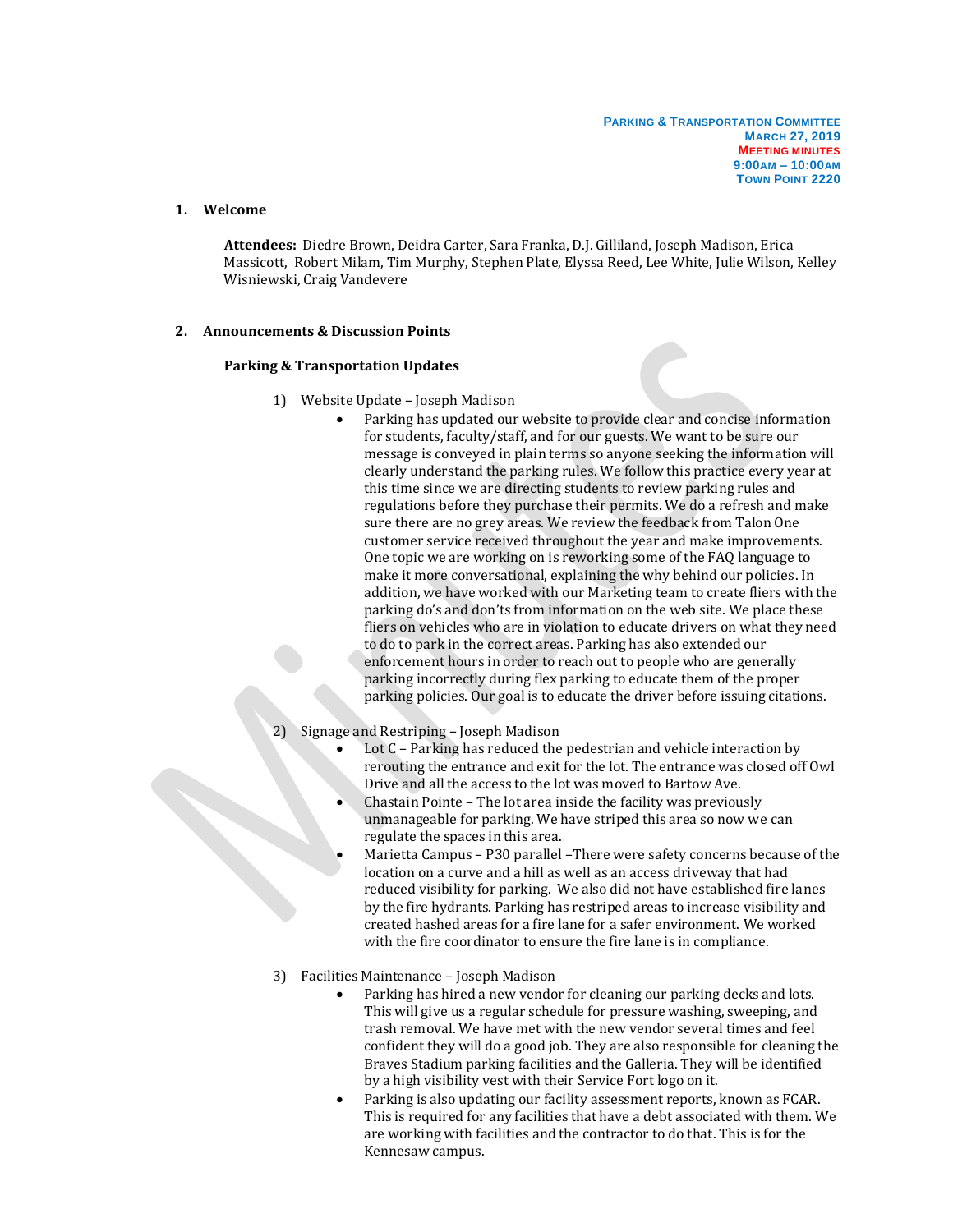**Parking & Transportation Committee**
**March 27, 2019**
**Meeting minutes**
**9:00am – 10:00am**
**Town Point 2220**

## 1. Welcome

**Attendees:** Diedre Brown, Deidra Carter, Sara Franka, D.J. Gilliland, Joseph Madison, Erica Massicott, Robert Milam, Tim Murphy, Stephen Plate, Elyssa Reed, Lee White, Julie Wilson, Kelley Wisniewski, Craig Vandevere

## 2. Announcements & Discussion Points

### Parking & Transportation Updates

1) Website Update – Joseph Madison
   - Parking has updated our website to provide clear and concise information for students, faculty/staff, and for our guests. We want to be sure our message is conveyed in plain terms so anyone seeking the information will clearly understand the parking rules. We follow this practice every year at this time since we are directing students to review parking rules and regulations before they purchase their permits. We do a refresh and make sure there are no grey areas. We review the feedback from Talon One customer service received throughout the year and make improvements. One topic we are working on is reworking some of the FAQ language to make it more conversational, explaining the why behind our policies. In addition, we have worked with our Marketing team to create fliers with the parking do's and don'ts from information on the web site. We place these fliers on vehicles who are in violation to educate drivers on what they need to do to park in the correct areas. Parking has also extended our enforcement hours in order to reach out to people who are generally parking incorrectly during flex parking to educate them of the proper parking policies. Our goal is to educate the driver before issuing citations.

2) Signage and Restriping – Joseph Madison
   - Lot C – Parking has reduced the pedestrian and vehicle interaction by rerouting the entrance and exit for the lot. The entrance was closed off Owl Drive and all the access to the lot was moved to Bartow Ave.
   - Chastain Pointe – The lot area inside the facility was previously unmanageable for parking. We have striped this area so now we can regulate the spaces in this area.
   - Marietta Campus – P30 parallel –There were safety concerns because of the location on a curve and a hill as well as an access driveway that had reduced visibility for parking. We also did not have established fire lanes by the fire hydrants. Parking has restriped areas to increase visibility and created hashed areas for a fire lane for a safer environment. We worked with the fire coordinator to ensure the fire lane is in compliance.

3) Facilities Maintenance – Joseph Madison
   - Parking has hired a new vendor for cleaning our parking decks and lots. This will give us a regular schedule for pressure washing, sweeping, and trash removal. We have met with the new vendor several times and feel confident they will do a good job. They are also responsible for cleaning the Braves Stadium parking facilities and the Galleria. They will be identified by a high visibility vest with their Service Fort logo on it.
   - Parking is also updating our facility assessment reports, known as FCAR. This is required for any facilities that have a debt associated with them. We are working with facilities and the contractor to do that. This is for the Kennesaw campus.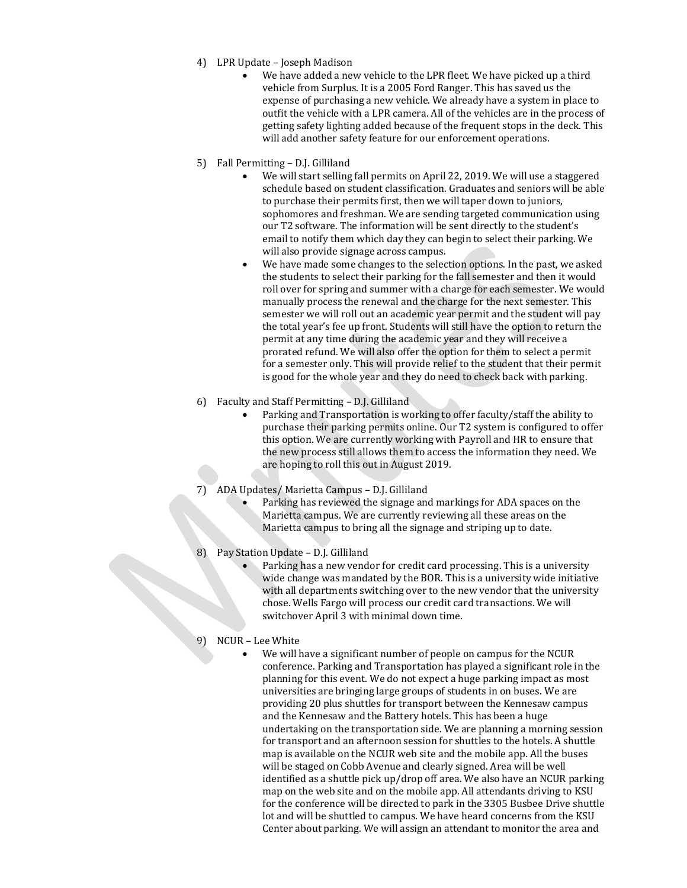4) LPR Update – Joseph Madison
    - We have added a new vehicle to the LPR fleet. We have picked up a third vehicle from Surplus. It is a 2005 Ford Ranger. This has saved us the expense of purchasing a new vehicle. We already have a system in place to outfit the vehicle with a LPR camera. All of the vehicles are in the process of getting safety lighting added because of the frequent stops in the deck. This will add another safety feature for our enforcement operations.

5) Fall Permitting – D.J. Gilliland
    - We will start selling fall permits on April 22, 2019. We will use a staggered schedule based on student classification. Graduates and seniors will be able to purchase their permits first, then we will taper down to juniors, sophomores and freshman. We are sending targeted communication using our T2 software. The information will be sent directly to the student's email to notify them which day they can begin to select their parking. We will also provide signage across campus.
    - We have made some changes to the selection options. In the past, we asked the students to select their parking for the fall semester and then it would roll over for spring and summer with a charge for each semester. We would manually process the renewal and the charge for the next semester. This semester we will roll out an academic year permit and the student will pay the total year's fee up front. Students will still have the option to return the permit at any time during the academic year and they will receive a prorated refund. We will also offer the option for them to select a permit for a semester only. This will provide relief to the student that their permit is good for the whole year and they do need to check back with parking.

6) Faculty and Staff Permitting – D.J. Gilliland
    - Parking and Transportation is working to offer faculty/staff the ability to purchase their parking permits online. Our T2 system is configured to offer this option. We are currently working with Payroll and HR to ensure that the new process still allows them to access the information they need. We are hoping to roll this out in August 2019.

7) ADA Updates/ Marietta Campus – D.J. Gilliland
    - Parking has reviewed the signage and markings for ADA spaces on the Marietta campus. We are currently reviewing all these areas on the Marietta campus to bring all the signage and striping up to date.

8) Pay Station Update – D.J. Gilliland
    - Parking has a new vendor for credit card processing. This is a university wide change was mandated by the BOR. This is a university wide initiative with all departments switching over to the new vendor that the university chose. Wells Fargo will process our credit card transactions. We will switchover April 3 with minimal down time.

9) NCUR – Lee White
    - We will have a significant number of people on campus for the NCUR conference. Parking and Transportation has played a significant role in the planning for this event. We do not expect a huge parking impact as most universities are bringing large groups of students in on buses. We are providing 20 plus shuttles for transport between the Kennesaw campus and the Kennesaw and the Battery hotels. This has been a huge undertaking on the transportation side. We are planning a morning session for transport and an afternoon session for shuttles to the hotels. A shuttle map is available on the NCUR web site and the mobile app. All the buses will be staged on Cobb Avenue and clearly signed. Area will be well identified as a shuttle pick up/drop off area. We also have an NCUR parking map on the web site and on the mobile app. All attendants driving to KSU for the conference will be directed to park in the 3305 Busbee Drive shuttle lot and will be shuttled to campus. We have heard concerns from the KSU Center about parking. We will assign an attendant to monitor the area and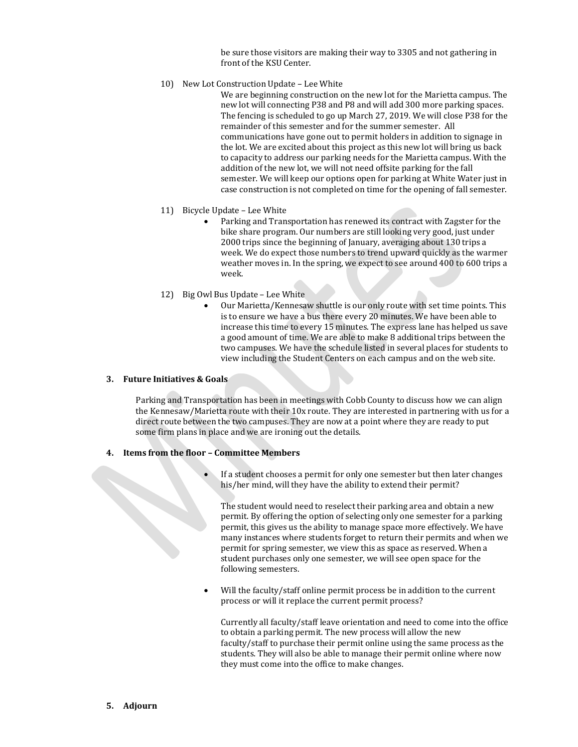be sure those visitors are making their way to 3305 and not gathering in front of the KSU Center.

10) New Lot Construction Update – Lee White

We are beginning construction on the new lot for the Marietta campus. The new lot will connecting P38 and P8 and will add 300 more parking spaces. The fencing is scheduled to go up March 27, 2019. We will close P38 for the remainder of this semester and for the summer semester. All communications have gone out to permit holders in addition to signage in the lot. We are excited about this project as this new lot will bring us back to capacity to address our parking needs for the Marietta campus. With the addition of the new lot, we will not need offsite parking for the fall semester. We will keep our options open for parking at White Water just in case construction is not completed on time for the opening of fall semester.

11) Bicycle Update – Lee White

- Parking and Transportation has renewed its contract with Zagster for the bike share program. Our numbers are still looking very good, just under 2000 trips since the beginning of January, averaging about 130 trips a week. We do expect those numbers to trend upward quickly as the warmer weather moves in. In the spring, we expect to see around 400 to 600 trips a week.

12) Big Owl Bus Update – Lee White

- Our Marietta/Kennesaw shuttle is our only route with set time points. This is to ensure we have a bus there every 20 minutes. We have been able to increase this time to every 15 minutes. The express lane has helped us save a good amount of time. We are able to make 8 additional trips between the two campuses. We have the schedule listed in several places for students to view including the Student Centers on each campus and on the web site.

**3. Future Initiatives & Goals**

Parking and Transportation has been in meetings with Cobb County to discuss how we can align the Kennesaw/Marietta route with their 10x route. They are interested in partnering with us for a direct route between the two campuses. They are now at a point where they are ready to put some firm plans in place and we are ironing out the details.

**4. Items from the floor – Committee Members**

- If a student chooses a permit for only one semester but then later changes his/her mind, will they have the ability to extend their permit?

  The student would need to reselect their parking area and obtain a new permit. By offering the option of selecting only one semester for a parking permit, this gives us the ability to manage space more effectively. We have many instances where students forget to return their permits and when we permit for spring semester, we view this as space as reserved. When a student purchases only one semester, we will see open space for the following semesters.

- Will the faculty/staff online permit process be in addition to the current process or will it replace the current permit process?

  Currently all faculty/staff leave orientation and need to come into the office to obtain a parking permit. The new process will allow the new faculty/staff to purchase their permit online using the same process as the students. They will also be able to manage their permit online where now they must come into the office to make changes.

**5. Adjourn**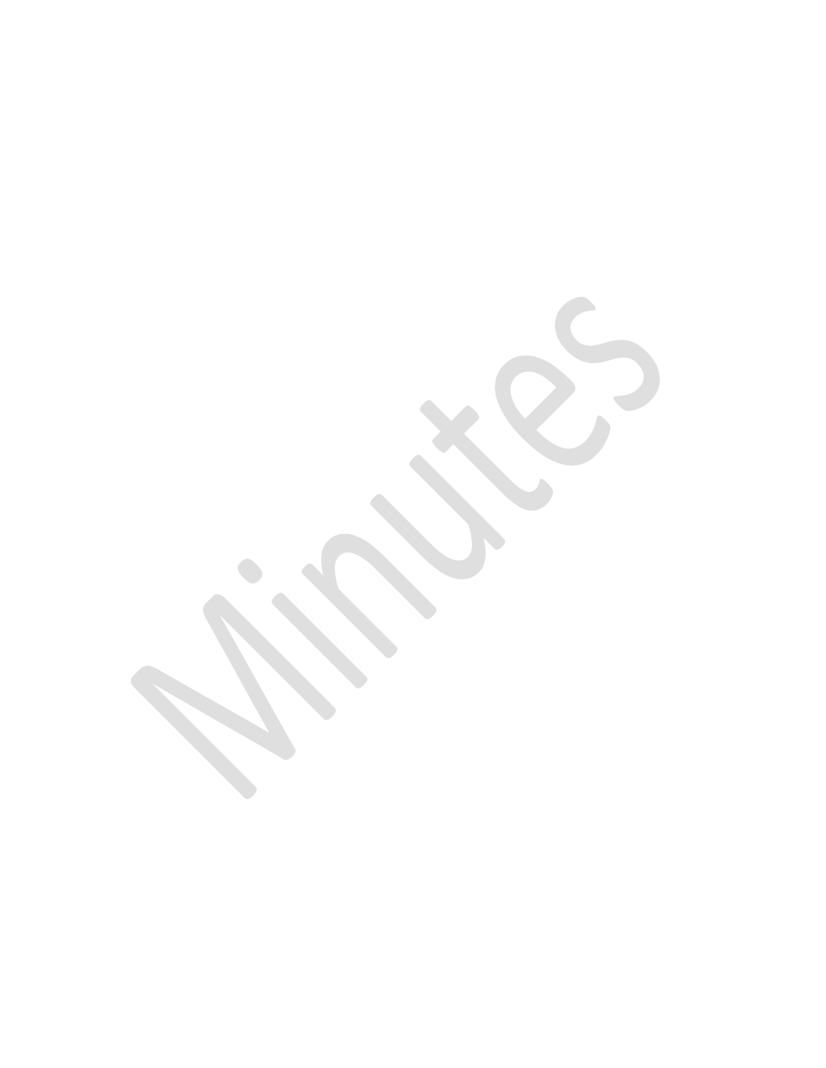Minutes